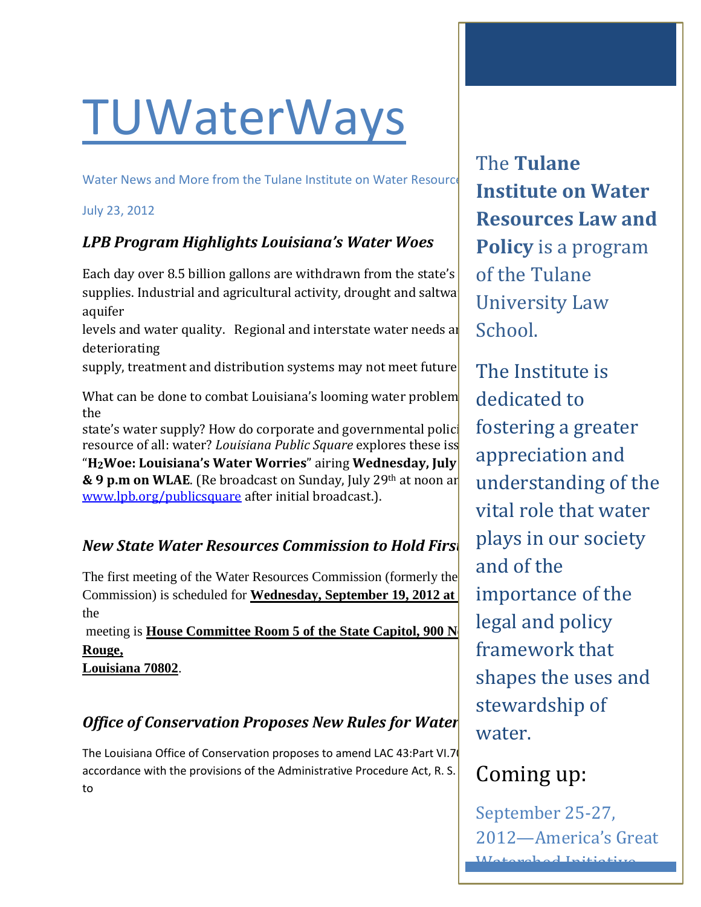# TUWaterWays

Water News and More from the Tulane Institute on Water Resource

July 23, 2012

### *LPB Program Highlights Louisiana's Water Woes*

Each day over 8.5 billion gallons are withdrawn from the state's supplies. Industrial and agricultural activity, drought and saltwa aquifer levels and water quality. Regional and interstate water needs ar deteriorating supply, treatment and distribution systems may not meet future

What can be done to combat Louisiana's looming water problem the state's water supply? How do corporate and governmental polici resource of all: water? *Louisiana Public Square* explores these iss "**$H_2$Woe: Louisiana's Water Worries**" airing **Wednesday, July & 9 p.m on WLAE**. (Re broadcast on Sunday, July 29th at noon ar www.lpb.org/publicsquare after initial broadcast.).

### *New State Water Resources Commission to Hold First*

The first meeting of the Water Resources Commission (formerly the Commission) is scheduled for **Wednesday, September 19, 2012 at** the meeting is **House Committee Room 5 of the State Capitol, 900 N Rouge, Louisiana 70802**.

### *Office of Conservation Proposes New Rules for Water*

The Louisiana Office of Conservation proposes to amend LAC 43:Part VI.70 accordance with the provisions of the Administrative Procedure Act, R. S. to

The **Tulane Institute on Water Resources Law and Policy** is a program of the Tulane University Law School.

The Institute is dedicated to fostering a greater appreciation and understanding of the vital role that water plays in our society and of the importance of the legal and policy framework that shapes the uses and stewardship of water.

## Coming up:

September 25-27, 2012—America's Great Watershed Initiative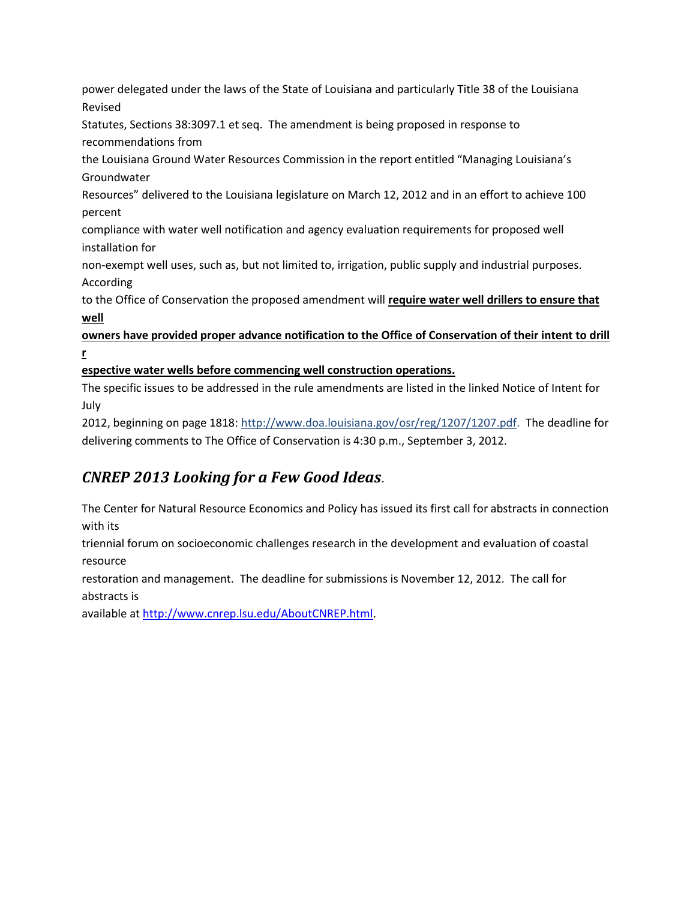power delegated under the laws of the State of Louisiana and particularly Title 38 of the Louisiana Revised Statutes, Sections 38:3097.1 et seq. The amendment is being proposed in response to recommendations from the Louisiana Ground Water Resources Commission in the report entitled "Managing Louisiana's Groundwater Resources" delivered to the Louisiana legislature on March 12, 2012 and in an effort to achieve 100 percent compliance with water well notification and agency evaluation requirements for proposed well installation for non-exempt well uses, such as, but not limited to, irrigation, public supply and industrial purposes. According to the Office of Conservation the proposed amendment will **require water well drillers to ensure that well owners have provided proper advance notification to the Office of Conservation of their intent to drill respective water wells before commencing well construction operations.**

The specific issues to be addressed in the rule amendments are listed in the linked Notice of Intent for July 2012, beginning on page 1818: http://www.doa.louisiana.gov/osr/reg/1207/1207.pdf. The deadline for delivering comments to The Office of Conservation is 4:30 p.m., September 3, 2012.

## *CNREP 2013 Looking for a Few Good Ideas*.

The Center for Natural Resource Economics and Policy has issued its first call for abstracts in connection with its triennial forum on socioeconomic challenges research in the development and evaluation of coastal resource restoration and management. The deadline for submissions is November 12, 2012. The call for abstracts is available at http://www.cnrep.lsu.edu/AboutCNREP.html.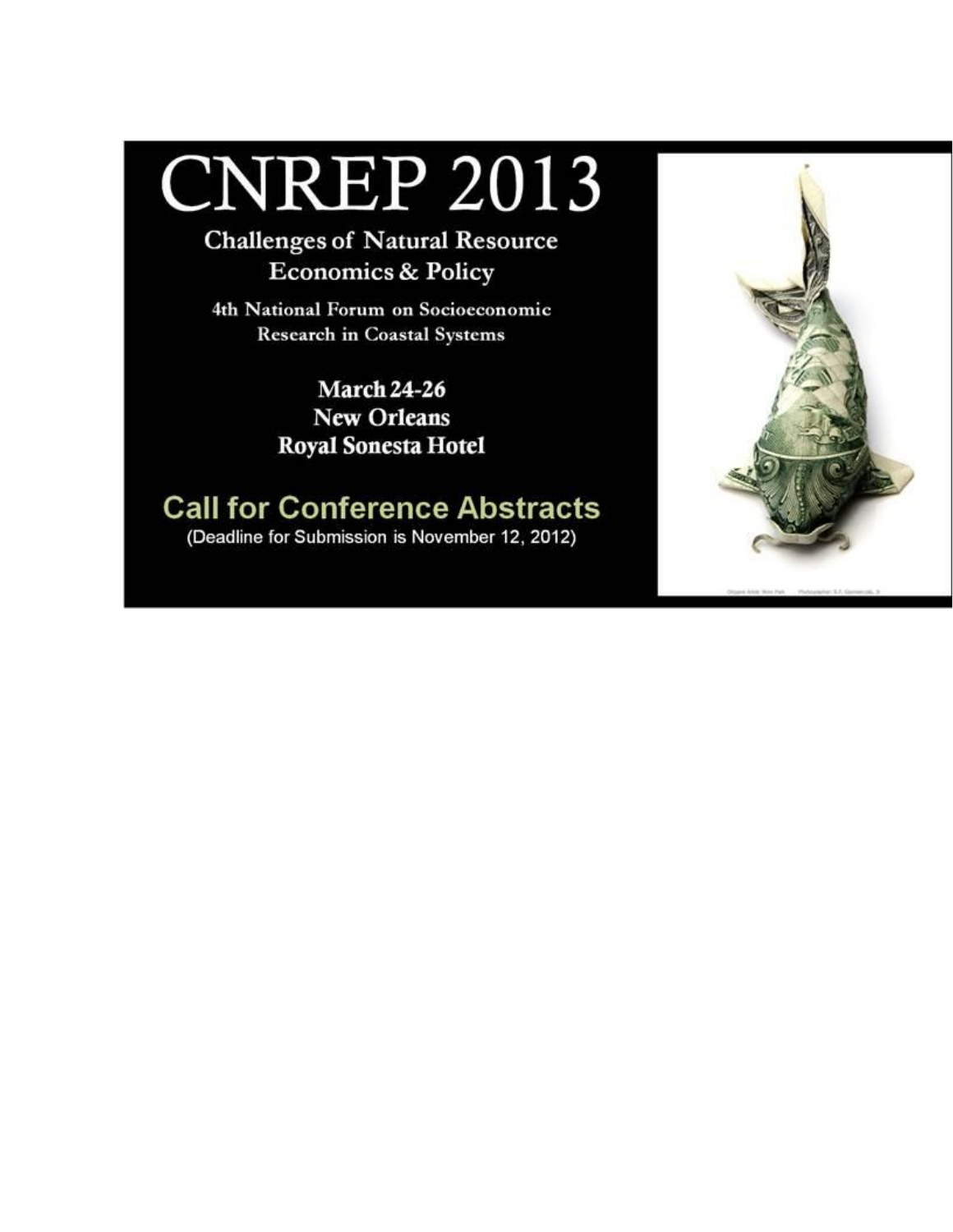# CNREP 2013

## Challenges of Natural Resource Economics & Policy

4th National Forum on Socioeconomic Research in Coastal Systems

**March 24-26**
**New Orleans**
**Royal Sonesta Hotel**

## Call for Conference Abstracts

(Deadline for Submission is November 12, 2012)